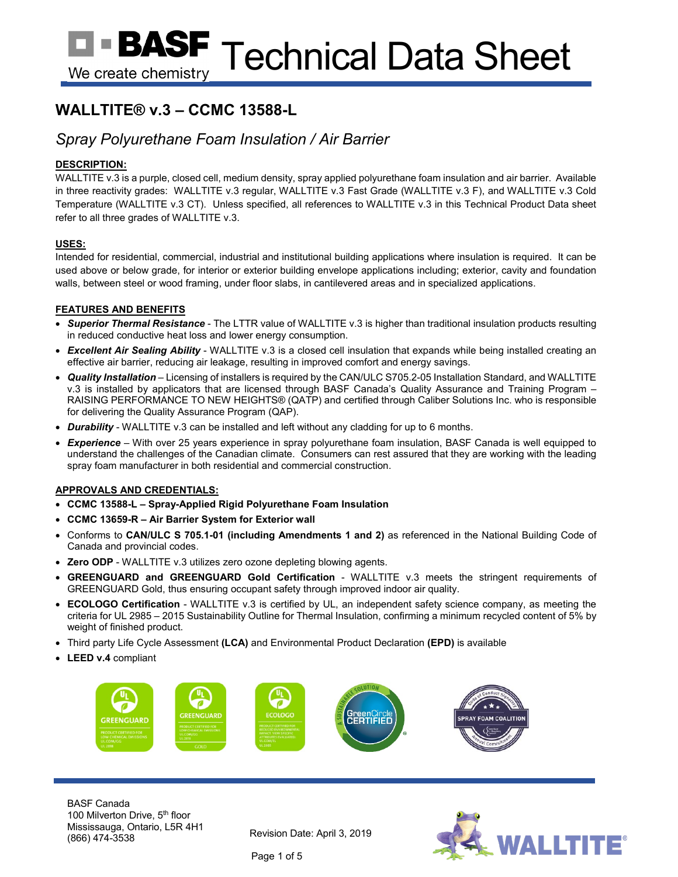# WALLTITE® v.3 – CCMC 13588-L

## *Spray Polyurethane Foam Insulation / Air Barrier*

### DESCRIPTION:

WALLTITE v.3 is a purple, closed cell, medium density, spray applied polyurethane foam insulation and air barrier. Available in three reactivity grades: WALLTITE v.3 regular, WALLTITE v.3 Fast Grade (WALLTITE v.3 F), and WALLTITE v.3 Cold Temperature (WALLTITE v.3 CT). Unless specified, all references to WALLTITE v.3 in this Technical Product Data sheet refer to all three grades of WALLTITE v.3.

### USES:

Intended for residential, commercial, industrial and institutional building applications where insulation is required. It can be used above or below grade, for interior or exterior building envelope applications including; exterior, cavity and foundation walls, between steel or wood framing, under floor slabs, in cantilevered areas and in specialized applications.

### FEATURES AND BENEFITS

- ***Superior Thermal Resistance*** - The LTTR value of WALLTITE v.3 is higher than traditional insulation products resulting in reduced conductive heat loss and lower energy consumption.
- ***Excellent Air Sealing Ability*** - WALLTITE v.3 is a closed cell insulation that expands while being installed creating an effective air barrier, reducing air leakage, resulting in improved comfort and energy savings.
- ***Quality Installation*** – Licensing of installers is required by the CAN/ULC S705.2-05 Installation Standard, and WALLTITE v.3 is installed by applicators that are licensed through BASF Canada's Quality Assurance and Training Program – RAISING PERFORMANCE TO NEW HEIGHTS® (QATP) and certified through Caliber Solutions Inc. who is responsible for delivering the Quality Assurance Program (QAP).
- ***Durability*** - WALLTITE v.3 can be installed and left without any cladding for up to 6 months.
- ***Experience*** – With over 25 years experience in spray polyurethane foam insulation, BASF Canada is well equipped to understand the challenges of the Canadian climate. Consumers can rest assured that they are working with the leading spray foam manufacturer in both residential and commercial construction.

### APPROVALS AND CREDENTIALS:

- **CCMC 13588-L – Spray-Applied Rigid Polyurethane Foam Insulation**
- **CCMC 13659-R – Air Barrier System for Exterior wall**
- Conforms to **CAN/ULC S 705.1-01 (including Amendments 1 and 2)** as referenced in the National Building Code of Canada and provincial codes.
- **Zero ODP** - WALLTITE v.3 utilizes zero ozone depleting blowing agents.
- **GREENGUARD and GREENGUARD Gold Certification** - WALLTITE v.3 meets the stringent requirements of GREENGUARD Gold, thus ensuring occupant safety through improved indoor air quality.
- **ECOLOGO Certification** - WALLTITE v.3 is certified by UL, an independent safety science company, as meeting the criteria for UL 2985 – 2015 Sustainability Outline for Thermal Insulation, confirming a minimum recycled content of 5% by weight of finished product.
- Third party Life Cycle Assessment **(LCA)** and Environmental Product Declaration **(EPD)** is available
- **LEED v.4** compliant

BASF Canada
100 Milverton Drive, 5th floor
Mississauga, Ontario, L5R 4H1
(866) 474-3538

Revision Date: April 3, 2019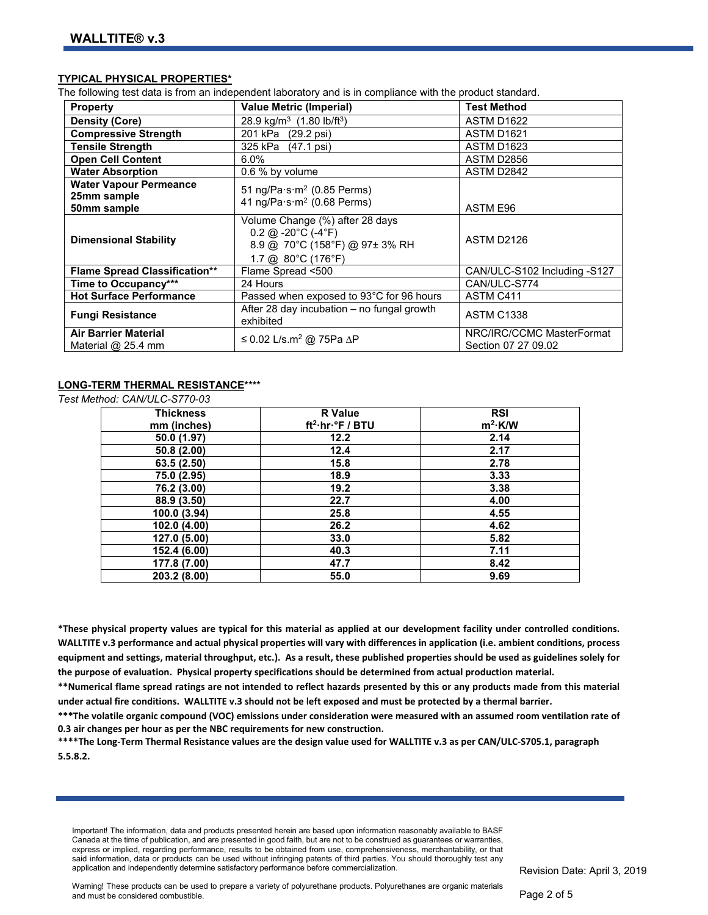## TYPICAL PHYSICAL PROPERTIES*

The following test data is from an independent laboratory and is in compliance with the product standard.

| Property | Value Metric (Imperial) | Test Method |
|---|---|---|
| **Density (Core)** | 28.9 kg/m$^3$ (1.80 lb/ft$^3$) | ASTM D1622 |
| **Compressive Strength** | 201 kPa (29.2 psi) | ASTM D1621 |
| **Tensile Strength** | 325 kPa (47.1 psi) | ASTM D1623 |
| **Open Cell Content** | 6.0% | ASTM D2856 |
| **Water Absorption** | 0.6 % by volume | ASTM D2842 |
| **Water Vapour Permeance**<br>**25mm sample**<br>**50mm sample** | 51 ng/Pa·s·m$^2$ (0.85 Perms)<br>41 ng/Pa·s·m$^2$ (0.68 Perms) | ASTM E96 |
| **Dimensional Stability** | Volume Change (%) after 28 days<br>0.2 @ -20°C (-4°F)<br>8.9 @ 70°C (158°F) @ 97± 3% RH<br>1.7 @ 80°C (176°F) | ASTM D2126 |
| **Flame Spread Classification**** | Flame Spread <500 | CAN/ULC-S102 Including -S127 |
| **Time to Occupancy***** | 24 Hours | CAN/ULC-S774 |
| **Hot Surface Performance** | Passed when exposed to 93°C for 96 hours | ASTM C411 |
| **Fungi Resistance** | After 28 day incubation – no fungal growth exhibited | ASTM C1338 |
| **Air Barrier Material**<br>Material @ 25.4 mm | ≤ 0.02 L/s.m$^2$ @ 75Pa ΔP | NRC/IRC/CCMC MasterFormat Section 07 27 09.02 |

## LONG-TERM THERMAL RESISTANCE****

*Test Method: CAN/ULC-S770-03*

| Thickness mm (inches) | R Value ft$^2$·hr·°F / BTU | RSI m$^2$·K/W |
|---|---|---|
| **50.0 (1.97)** | **12.2** | **2.14** |
| **50.8 (2.00)** | **12.4** | **2.17** |
| **63.5 (2.50)** | **15.8** | **2.78** |
| **75.0 (2.95)** | **18.9** | **3.33** |
| **76.2 (3.00)** | **19.2** | **3.38** |
| **88.9 (3.50)** | **22.7** | **4.00** |
| **100.0 (3.94)** | **25.8** | **4.55** |
| **102.0 (4.00)** | **26.2** | **4.62** |
| **127.0 (5.00)** | **33.0** | **5.82** |
| **152.4 (6.00)** | **40.3** | **7.11** |
| **177.8 (7.00)** | **47.7** | **8.42** |
| **203.2 (8.00)** | **55.0** | **9.69** |

**\*These physical property values are typical for this material as applied at our development facility under controlled conditions. WALLTITE v.3 performance and actual physical properties will vary with differences in application (i.e. ambient conditions, process equipment and settings, material throughput, etc.). As a result, these published properties should be used as guidelines solely for the purpose of evaluation. Physical property specifications should be determined from actual production material.**

**\*\*Numerical flame spread ratings are not intended to reflect hazards presented by this or any products made from this material under actual fire conditions. WALLTITE v.3 should not be left exposed and must be protected by a thermal barrier.**

**\*\*\*The volatile organic compound (VOC) emissions under consideration were measured with an assumed room ventilation rate of 0.3 air changes per hour as per the NBC requirements for new construction.**

**\*\*\*\*The Long-Term Thermal Resistance values are the design value used for WALLTITE v.3 as per CAN/ULC-S705.1, paragraph 5.5.8.2.**

Important! The information, data and products presented herein are based upon information reasonably available to BASF Canada at the time of publication, and are presented in good faith, but are not to be construed as guarantees or warranties, express or implied, regarding performance, results to be obtained from use, comprehensiveness, merchantability, or that said information, data or products can be used without infringing patents of third parties. You should thoroughly test any application and independently determine satisfactory performance before commercialization.

Revision Date: April 3, 2019

Warning! These products can be used to prepare a variety of polyurethane products. Polyurethanes are organic materials and must be considered combustible.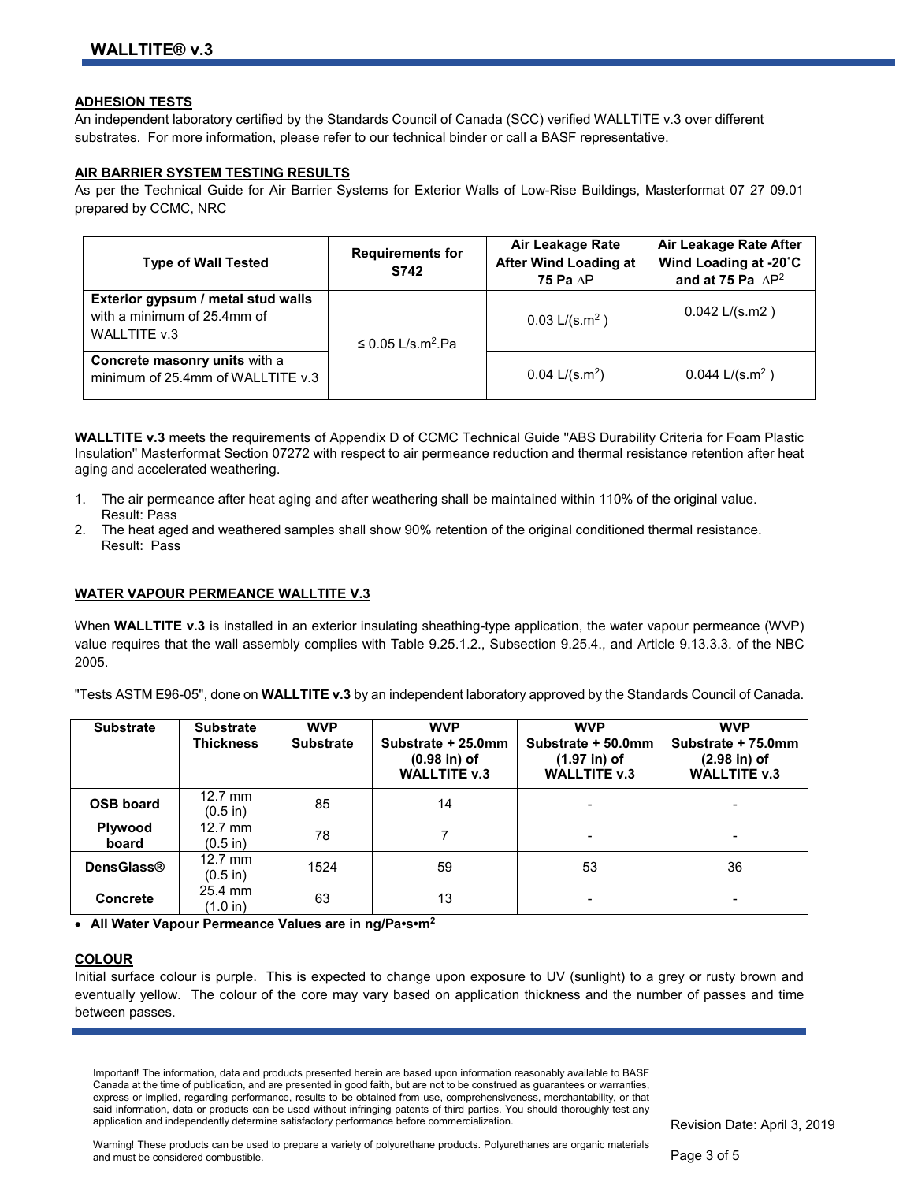## ADHESION TESTS

An independent laboratory certified by the Standards Council of Canada (SCC) verified WALLTITE v.3 over different substrates. For more information, please refer to our technical binder or call a BASF representative.

## AIR BARRIER SYSTEM TESTING RESULTS

As per the Technical Guide for Air Barrier Systems for Exterior Walls of Low-Rise Buildings, Masterformat 07 27 09.01 prepared by CCMC, NRC

| Type of Wall Tested | Requirements for S742 | Air Leakage Rate After Wind Loading at 75 Pa $\Delta P$ | Air Leakage Rate After Wind Loading at -20˚C and at 75 Pa $\Delta P^2$ |
|---|---|---|---|
| **Exterior gypsum / metal stud walls** with a minimum of 25.4mm of WALLTITE v.3 | ≤ 0.05 L/s.m$^2$.Pa | 0.03 L/(s.m$^2$ ) | 0.042 L/(s.m2 ) |
| **Concrete masonry units** with a minimum of 25.4mm of WALLTITE v.3 | | 0.04 L/(s.m$^2$) | 0.044 L/(s.m$^2$ ) |

**WALLTITE v.3** meets the requirements of Appendix D of CCMC Technical Guide "ABS Durability Criteria for Foam Plastic Insulation" Masterformat Section 07272 with respect to air permeance reduction and thermal resistance retention after heat aging and accelerated weathering.

1. The air permeance after heat aging and after weathering shall be maintained within 110% of the original value. Result: Pass
2. The heat aged and weathered samples shall show 90% retention of the original conditioned thermal resistance. Result: Pass

## WATER VAPOUR PERMEANCE WALLTITE V.3

When **WALLTITE v.3** is installed in an exterior insulating sheathing-type application, the water vapour permeance (WVP) value requires that the wall assembly complies with Table 9.25.1.2., Subsection 9.25.4., and Article 9.13.3.3. of the NBC 2005.

"Tests ASTM E96-05", done on **WALLTITE v.3** by an independent laboratory approved by the Standards Council of Canada.

| Substrate | Substrate Thickness | WVP Substrate | WVP Substrate + 25.0mm (0.98 in) of WALLTITE v.3 | WVP Substrate + 50.0mm (1.97 in) of WALLTITE v.3 | WVP Substrate + 75.0mm (2.98 in) of WALLTITE v.3 |
|---|---|---|---|---|---|
| **OSB board** | 12.7 mm (0.5 in) | 85 | 14 | - | - |
| **Plywood board** | 12.7 mm (0.5 in) | 78 | 7 | - | - |
| **DensGlass®** | 12.7 mm (0.5 in) | 1524 | 59 | 53 | 36 |
| **Concrete** | 25.4 mm (1.0 in) | 63 | 13 | - | - |

- **All Water Vapour Permeance Values are in ng/Pa•s•m$^2$**

## COLOUR

Initial surface colour is purple. This is expected to change upon exposure to UV (sunlight) to a grey or rusty brown and eventually yellow. The colour of the core may vary based on application thickness and the number of passes and time between passes.

Important! The information, data and products presented herein are based upon information reasonably available to BASF Canada at the time of publication, and are presented in good faith, but are not to be construed as guarantees or warranties, express or implied, regarding performance, results to be obtained from use, comprehensiveness, merchantability, or that said information, data or products can be used without infringing patents of third parties. You should thoroughly test any application and independently determine satisfactory performance before commercialization.

Revision Date: April 3, 2019

Warning! These products can be used to prepare a variety of polyurethane products. Polyurethanes are organic materials and must be considered combustible.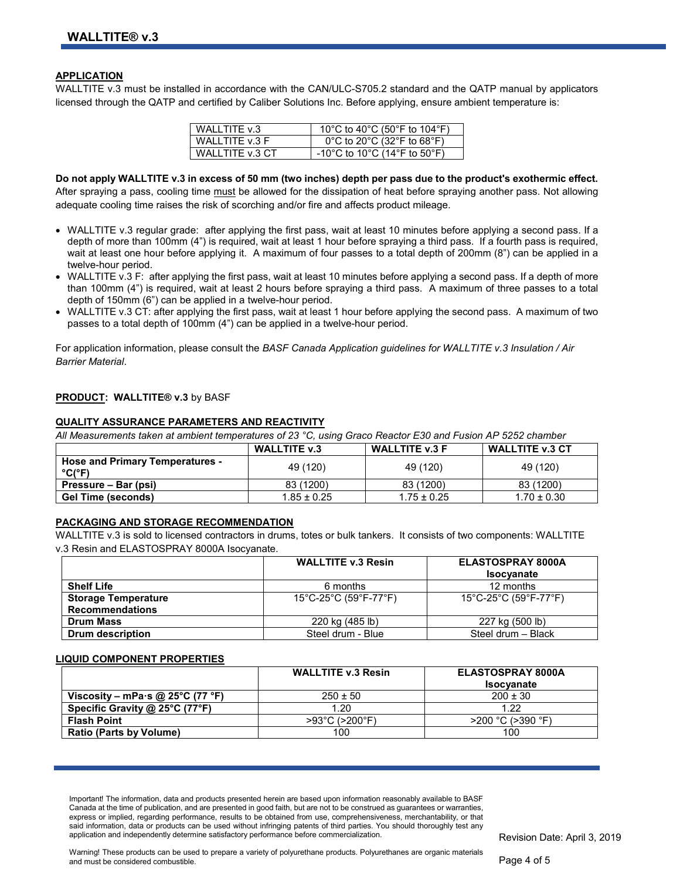## APPLICATION

WALLTITE v.3 must be installed in accordance with the CAN/ULC-S705.2 standard and the QATP manual by applicators licensed through the QATP and certified by Caliber Solutions Inc. Before applying, ensure ambient temperature is:

| | |
|---|---|
| WALLTITE v.3 | 10°C to 40°C (50°F to 104°F) |
| WALLTITE v.3 F | 0°C to 20°C (32°F to 68°F) |
| WALLTITE v.3 CT | -10°C to 10°C (14°F to 50°F) |

**Do not apply WALLTITE v.3 in excess of 50 mm (two inches) depth per pass due to the product's exothermic effect.** After spraying a pass, cooling time must be allowed for the dissipation of heat before spraying another pass. Not allowing adequate cooling time raises the risk of scorching and/or fire and affects product mileage.

- WALLTITE v.3 regular grade: after applying the first pass, wait at least 10 minutes before applying a second pass. If a depth of more than 100mm (4") is required, wait at least 1 hour before spraying a third pass. If a fourth pass is required, wait at least one hour before applying it. A maximum of four passes to a total depth of 200mm (8") can be applied in a twelve-hour period.
- WALLTITE v.3 F: after applying the first pass, wait at least 10 minutes before applying a second pass. If a depth of more than 100mm (4") is required, wait at least 2 hours before spraying a third pass. A maximum of three passes to a total depth of 150mm (6") can be applied in a twelve-hour period.
- WALLTITE v.3 CT: after applying the first pass, wait at least 1 hour before applying the second pass. A maximum of two passes to a total depth of 100mm (4") can be applied in a twelve-hour period.

For application information, please consult the *BASF Canada Application guidelines for WALLTITE v.3 Insulation / Air Barrier Material*.

**PRODUCT: WALLTITE® v.3** by BASF

## QUALITY ASSURANCE PARAMETERS AND REACTIVITY

*All Measurements taken at ambient temperatures of 23 °C, using Graco Reactor E30 and Fusion AP 5252 chamber*

| | WALLTITE v.3 | WALLTITE v.3 F | WALLTITE v.3 CT |
|---|---|---|---|
| **Hose and Primary Temperatures - °C(°F)** | 49 (120) | 49 (120) | 49 (120) |
| **Pressure – Bar (psi)** | 83 (1200) | 83 (1200) | 83 (1200) |
| **Gel Time (seconds)** | 1.85 ± 0.25 | 1.75 ± 0.25 | 1.70 ± 0.30 |

## PACKAGING AND STORAGE RECOMMENDATION

WALLTITE v.3 is sold to licensed contractors in drums, totes or bulk tankers. It consists of two components: WALLTITE v.3 Resin and ELASTOSPRAY 8000A Isocyanate.

| | WALLTITE v.3 Resin | ELASTOSPRAY 8000A Isocyanate |
|---|---|---|
| **Shelf Life** | 6 months | 12 months |
| **Storage Temperature Recommendations** | 15°C-25°C (59°F-77°F) | 15°C-25°C (59°F-77°F) |
| **Drum Mass** | 220 kg (485 lb) | 227 kg (500 lb) |
| **Drum description** | Steel drum - Blue | Steel drum – Black |

## LIQUID COMPONENT PROPERTIES

| | WALLTITE v.3 Resin | ELASTOSPRAY 8000A Isocyanate |
|---|---|---|
| **Viscosity – mPa·s @ 25°C (77 °F)** | 250 ± 50 | 200 ± 30 |
| **Specific Gravity @ 25°C (77°F)** | 1.20 | 1.22 |
| **Flash Point** | >93°C (>200°F) | >200 °C (>390 °F) |
| **Ratio (Parts by Volume)** | 100 | 100 |

Important! The information, data and products presented herein are based upon information reasonably available to BASF Canada at the time of publication, and are presented in good faith, but are not to be construed as guarantees or warranties, express or implied, regarding performance, results to be obtained from use, comprehensiveness, merchantability, or that said information, data or products can be used without infringing patents of third parties. You should thoroughly test any application and independently determine satisfactory performance before commercialization.

Revision Date: April 3, 2019

Warning! These products can be used to prepare a variety of polyurethane products. Polyurethanes are organic materials and must be considered combustible.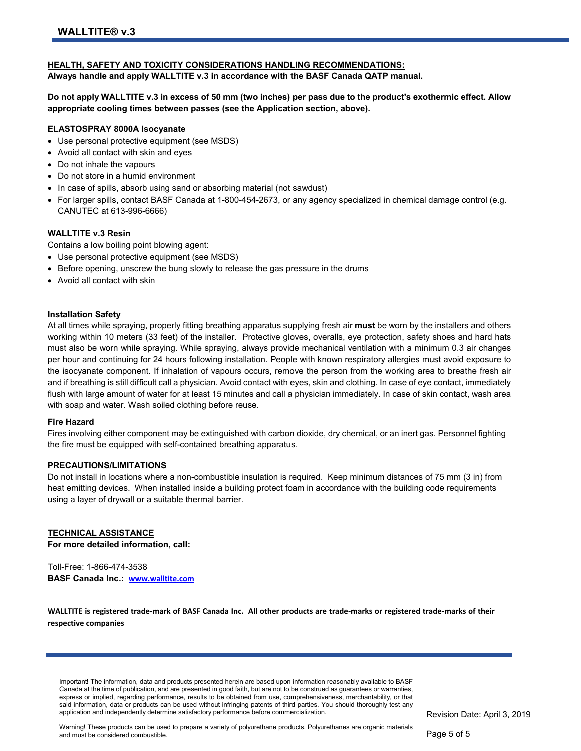## HEALTH, SAFETY AND TOXICITY CONSIDERATIONS HANDLING RECOMMENDATIONS:

**Always handle and apply WALLTITE v.3 in accordance with the BASF Canada QATP manual.**

**Do not apply WALLTITE v.3 in excess of 50 mm (two inches) per pass due to the product's exothermic effect. Allow appropriate cooling times between passes (see the Application section, above).**

### ELASTOSPRAY 8000A Isocyanate

- Use personal protective equipment (see MSDS)
- Avoid all contact with skin and eyes
- Do not inhale the vapours
- Do not store in a humid environment
- In case of spills, absorb using sand or absorbing material (not sawdust)
- For larger spills, contact BASF Canada at 1-800-454-2673, or any agency specialized in chemical damage control (e.g. CANUTEC at 613-996-6666)

### WALLTITE v.3 Resin

Contains a low boiling point blowing agent:

- Use personal protective equipment (see MSDS)
- Before opening, unscrew the bung slowly to release the gas pressure in the drums
- Avoid all contact with skin

### Installation Safety

At all times while spraying, properly fitting breathing apparatus supplying fresh air **must** be worn by the installers and others working within 10 meters (33 feet) of the installer. Protective gloves, overalls, eye protection, safety shoes and hard hats must also be worn while spraying. While spraying, always provide mechanical ventilation with a minimum 0.3 air changes per hour and continuing for 24 hours following installation. People with known respiratory allergies must avoid exposure to the isocyanate component. If inhalation of vapours occurs, remove the person from the working area to breathe fresh air and if breathing is still difficult call a physician. Avoid contact with eyes, skin and clothing. In case of eye contact, immediately flush with large amount of water for at least 15 minutes and call a physician immediately. In case of skin contact, wash area with soap and water. Wash soiled clothing before reuse.

### Fire Hazard

Fires involving either component may be extinguished with carbon dioxide, dry chemical, or an inert gas. Personnel fighting the fire must be equipped with self-contained breathing apparatus.

## PRECAUTIONS/LIMITATIONS

Do not install in locations where a non-combustible insulation is required. Keep minimum distances of 75 mm (3 in) from heat emitting devices. When installed inside a building protect foam in accordance with the building code requirements using a layer of drywall or a suitable thermal barrier.

## TECHNICAL ASSISTANCE

**For more detailed information, call:**

Toll-Free: 1-866-474-3538
**BASF Canada Inc.:** www.walltite.com

**WALLTITE is registered trade-mark of BASF Canada Inc. All other products are trade-marks or registered trade-marks of their respective companies**

Important! The information, data and products presented herein are based upon information reasonably available to BASF Canada at the time of publication, and are presented in good faith, but are not to be construed as guarantees or warranties, express or implied, regarding performance, results to be obtained from use, comprehensiveness, merchantability, or that said information, data or products can be used without infringing patents of third parties. You should thoroughly test any application and independently determine satisfactory performance before commercialization.

Warning! These products can be used to prepare a variety of polyurethane products. Polyurethanes are organic materials and must be considered combustible.

Revision Date: April 3, 2019